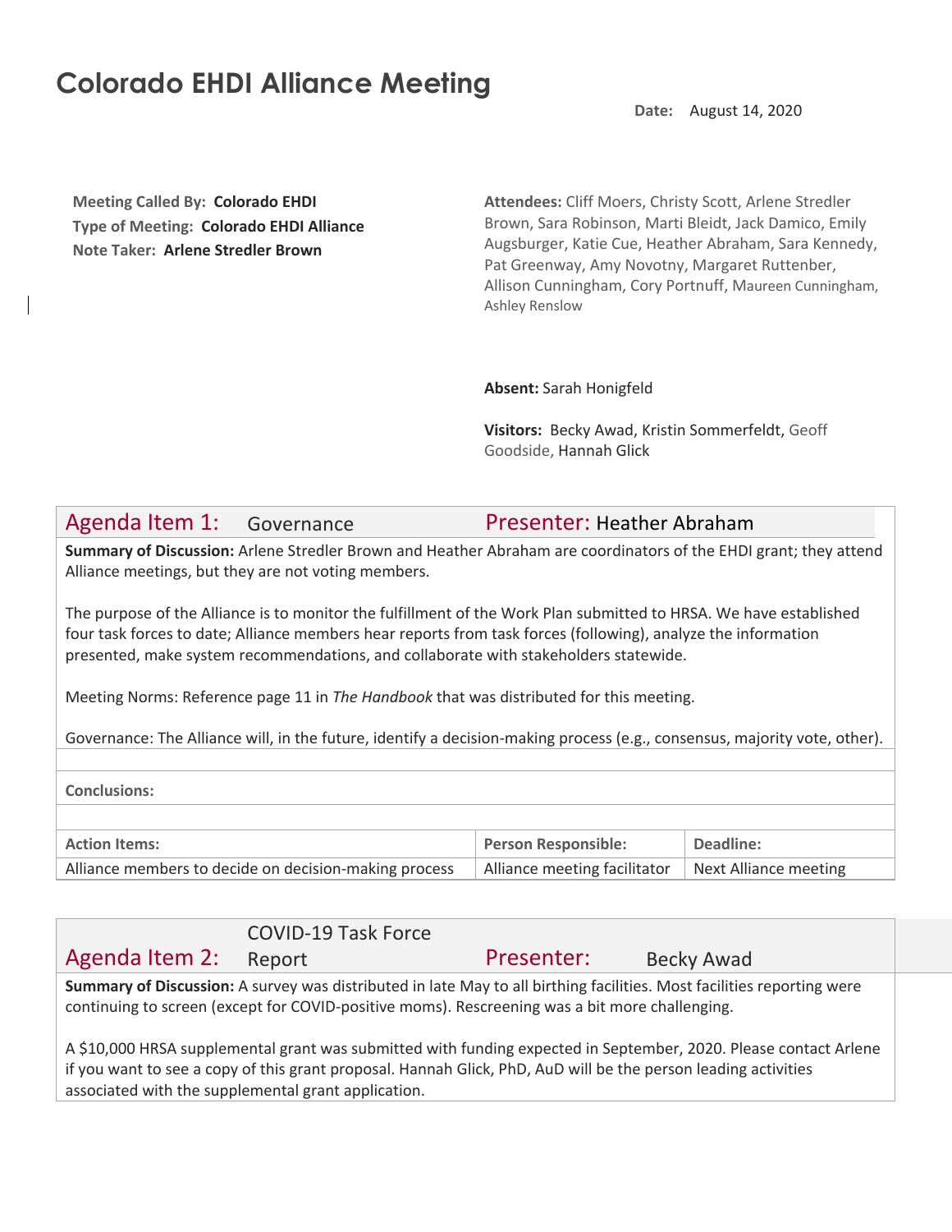# Colorado EHDI Alliance Meeting

**Date:** August 14, 2020

**Meeting Called By:** **Colorado EHDI**
**Type of Meeting:** **Colorado EHDI Alliance**
**Note Taker:** **Arlene Stredler Brown**

**Attendees:** Cliff Moers, Christy Scott, Arlene Stredler Brown, Sara Robinson, Marti Bleidt, Jack Damico, Emily Augsburger, Katie Cue, Heather Abraham, Sara Kennedy, Pat Greenway, Amy Novotny, Margaret Ruttenber, Allison Cunningham, Cory Portnuff, Maureen Cunningham, Ashley Renslow

**Absent:** Sarah Honigfeld

**Visitors:** Becky Awad, Kristin Sommerfeldt, Geoff Goodside, Hannah Glick

## Agenda Item 1: Governance — Presenter: Heather Abraham

**Summary of Discussion:** Arlene Stredler Brown and Heather Abraham are coordinators of the EHDI grant; they attend Alliance meetings, but they are not voting members.

The purpose of the Alliance is to monitor the fulfillment of the Work Plan submitted to HRSA. We have established four task forces to date; Alliance members hear reports from task forces (following), analyze the information presented, make system recommendations, and collaborate with stakeholders statewide.

Meeting Norms: Reference page 11 in *The Handbook* that was distributed for this meeting.

Governance: The Alliance will, in the future, identify a decision-making process (e.g., consensus, majority vote, other).

**Conclusions:**

| Action Items: | Person Responsible: | Deadline: |
|---|---|---|
| Alliance members to decide on decision-making process | Alliance meeting facilitator | Next Alliance meeting |

## Agenda Item 2: COVID-19 Task Force Report — Presenter: Becky Awad

**Summary of Discussion:** A survey was distributed in late May to all birthing facilities. Most facilities reporting were continuing to screen (except for COVID-positive moms). Rescreening was a bit more challenging.

A $10,000 HRSA supplemental grant was submitted with funding expected in September, 2020. Please contact Arlene if you want to see a copy of this grant proposal. Hannah Glick, PhD, AuD will be the person leading activities associated with the supplemental grant application.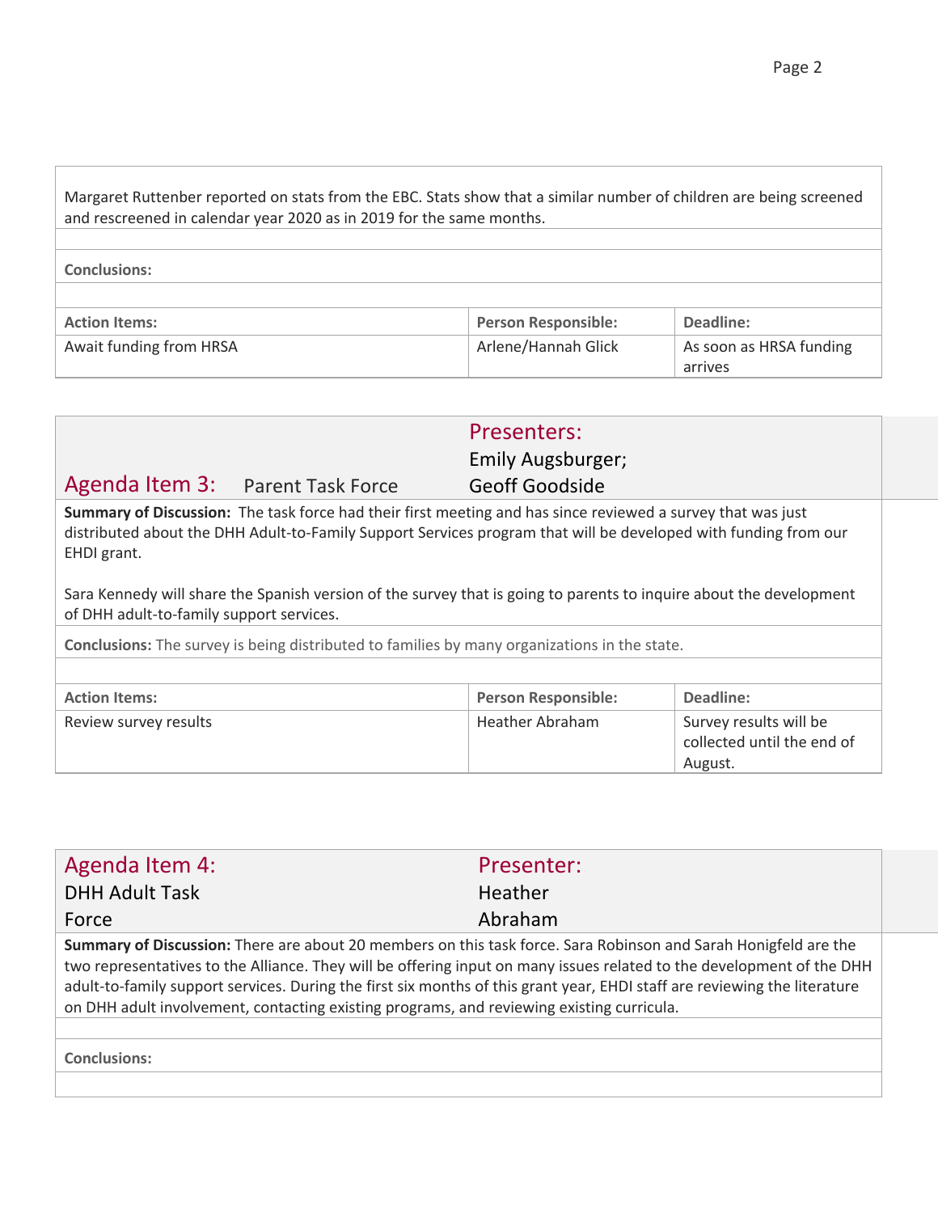Margaret Ruttenber reported on stats from the EBC. Stats show that a similar number of children are being screened and rescreened in calendar year 2020 as in 2019 for the same months.

**Conclusions:**

| Action Items: | Person Responsible: | Deadline: |
|---|---|---|
| Await funding from HRSA | Arlene/Hannah Glick | As soon as HRSA funding arrives |

## Agenda Item 3: Parent Task Force

**Presenters:** Emily Augsburger; Geoff Goodside

**Summary of Discussion:** The task force had their first meeting and has since reviewed a survey that was just distributed about the DHH Adult-to-Family Support Services program that will be developed with funding from our EHDI grant.

Sara Kennedy will share the Spanish version of the survey that is going to parents to inquire about the development of DHH adult-to-family support services.

**Conclusions:** The survey is being distributed to families by many organizations in the state.

| Action Items: | Person Responsible: | Deadline: |
|---|---|---|
| Review survey results | Heather Abraham | Survey results will be collected until the end of August. |

## Agenda Item 4: DHH Adult Task Force

**Presenter:** Heather Abraham

**Summary of Discussion:** There are about 20 members on this task force. Sara Robinson and Sarah Honigfeld are the two representatives to the Alliance. They will be offering input on many issues related to the development of the DHH adult-to-family support services. During the first six months of this grant year, EHDI staff are reviewing the literature on DHH adult involvement, contacting existing programs, and reviewing existing curricula.

**Conclusions:**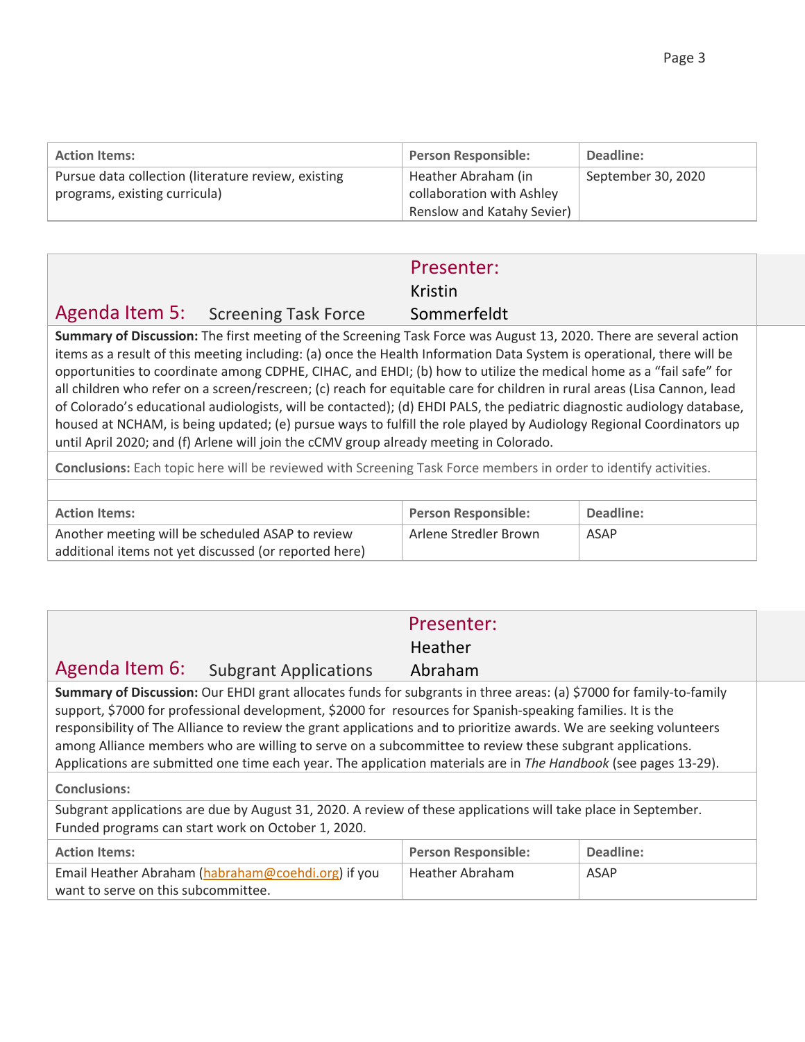| Action Items: | Person Responsible: | Deadline: |
|---|---|---|
| Pursue data collection (literature review, existing programs, existing curricula) | Heather Abraham (in collaboration with Ashley Renslow and Katahy Sevier) | September 30, 2020 |

## Agenda Item 5: Screening Task Force

**Presenter:** Kristin Sommerfeldt

**Summary of Discussion:** The first meeting of the Screening Task Force was August 13, 2020. There are several action items as a result of this meeting including: (a) once the Health Information Data System is operational, there will be opportunities to coordinate among CDPHE, CIHAC, and EHDI; (b) how to utilize the medical home as a "fail safe" for all children who refer on a screen/rescreen; (c) reach for equitable care for children in rural areas (Lisa Cannon, lead of Colorado's educational audiologists, will be contacted); (d) EHDI PALS, the pediatric diagnostic audiology database, housed at NCHAM, is being updated; (e) pursue ways to fulfill the role played by Audiology Regional Coordinators up until April 2020; and (f) Arlene will join the cCMV group already meeting in Colorado.

**Conclusions:** Each topic here will be reviewed with Screening Task Force members in order to identify activities.

| Action Items: | Person Responsible: | Deadline: |
|---|---|---|
| Another meeting will be scheduled ASAP to review additional items not yet discussed (or reported here) | Arlene Stredler Brown | ASAP |

## Agenda Item 6: Subgrant Applications

**Presenter:** Heather Abraham

**Summary of Discussion:** Our EHDI grant allocates funds for subgrants in three areas: (a) $7000 for family-to-family support, $7000 for professional development, $2000 for resources for Spanish-speaking families. It is the responsibility of The Alliance to review the grant applications and to prioritize awards. We are seeking volunteers among Alliance members who are willing to serve on a subcommittee to review these subgrant applications. Applications are submitted one time each year. The application materials are in *The Handbook* (see pages 13-29).

**Conclusions:**

Subgrant applications are due by August 31, 2020. A review of these applications will take place in September. Funded programs can start work on October 1, 2020.

| Action Items: | Person Responsible: | Deadline: |
|---|---|---|
| Email Heather Abraham (habraham@coehdi.org) if you want to serve on this subcommittee. | Heather Abraham | ASAP |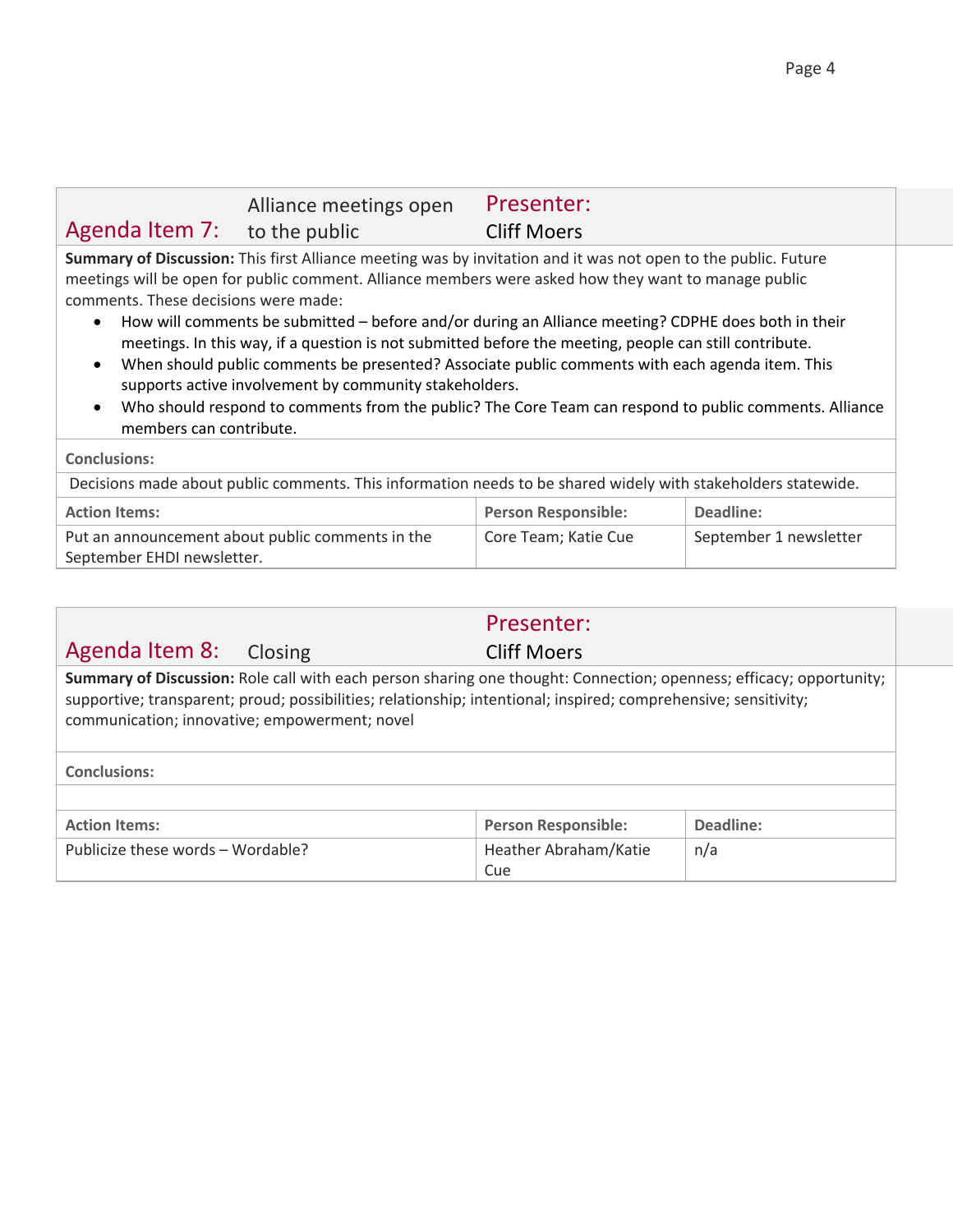## Agenda Item 7: Alliance meetings open to the public

**Presenter:** Cliff Moers

**Summary of Discussion:** This first Alliance meeting was by invitation and it was not open to the public. Future meetings will be open for public comment. Alliance members were asked how they want to manage public comments. These decisions were made:

- How will comments be submitted – before and/or during an Alliance meeting? CDPHE does both in their meetings. In this way, if a question is not submitted before the meeting, people can still contribute.
- When should public comments be presented? Associate public comments with each agenda item. This supports active involvement by community stakeholders.
- Who should respond to comments from the public? The Core Team can respond to public comments. Alliance members can contribute.

**Conclusions:**

Decisions made about public comments. This information needs to be shared widely with stakeholders statewide.

| Action Items: | Person Responsible: | Deadline: |
|---|---|---|
| Put an announcement about public comments in the September EHDI newsletter. | Core Team; Katie Cue | September 1 newsletter |

## Agenda Item 8: Closing

**Presenter:** Cliff Moers

**Summary of Discussion:** Role call with each person sharing one thought: Connection; openness; efficacy; opportunity; supportive; transparent; proud; possibilities; relationship; intentional; inspired; comprehensive; sensitivity; communication; innovative; empowerment; novel

**Conclusions:**

| Action Items: | Person Responsible: | Deadline: |
|---|---|---|
| Publicize these words – Wordable? | Heather Abraham/Katie Cue | n/a |